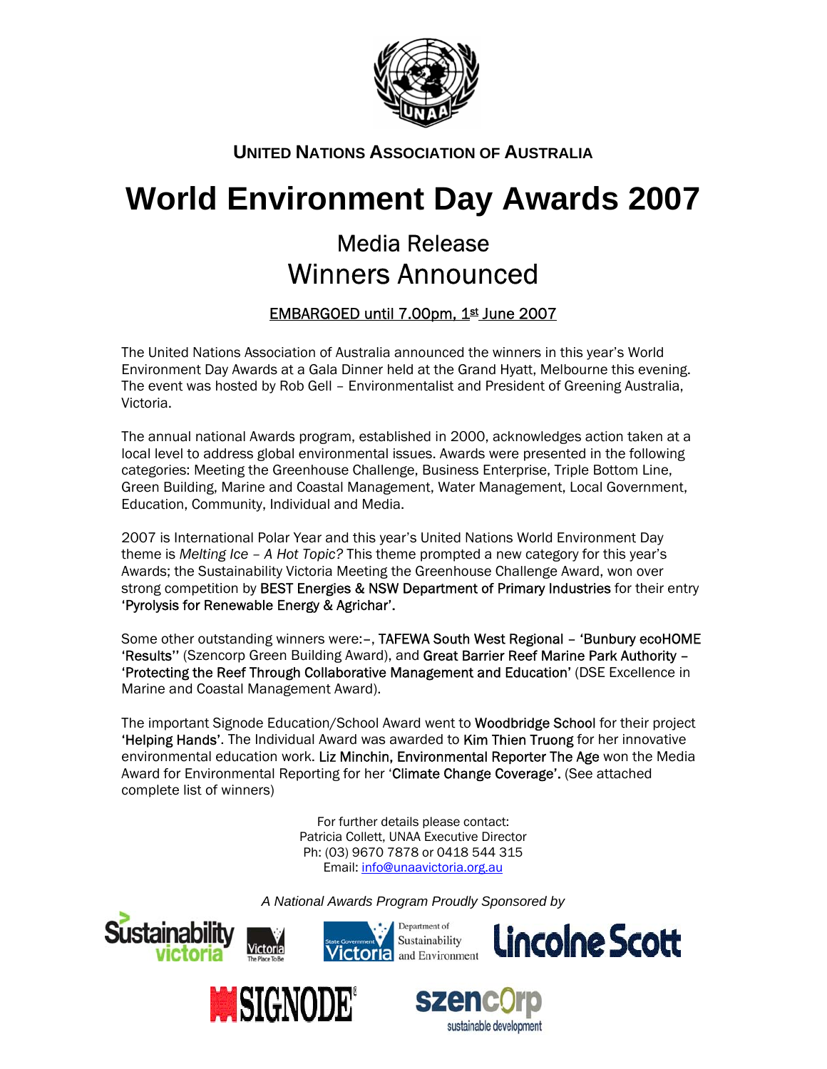**UNITED NATIONS ASSOCIATION OF AUSTRALIA**

# World Environment Day Awards 2007

## Media Release

## Winners Announced

EMBARGOED until 7.00pm, 1st June 2007

The United Nations Association of Australia announced the winners in this year's World Environment Day Awards at a Gala Dinner held at the Grand Hyatt, Melbourne this evening. The event was hosted by Rob Gell – Environmentalist and President of Greening Australia, Victoria.

The annual national Awards program, established in 2000, acknowledges action taken at a local level to address global environmental issues. Awards were presented in the following categories: Meeting the Greenhouse Challenge, Business Enterprise, Triple Bottom Line, Green Building, Marine and Coastal Management, Water Management, Local Government, Education, Community, Individual and Media.

2007 is International Polar Year and this year's United Nations World Environment Day theme is *Melting Ice – A Hot Topic?* This theme prompted a new category for this year's Awards; the Sustainability Victoria Meeting the Greenhouse Challenge Award, won over strong competition by BEST Energies & NSW Department of Primary Industries for their entry 'Pyrolysis for Renewable Energy & Agrichar'.

Some other outstanding winners were:–, TAFEWA South West Regional – 'Bunbury ecoHOME 'Results'' (Szencorp Green Building Award), and Great Barrier Reef Marine Park Authority – 'Protecting the Reef Through Collaborative Management and Education' (DSE Excellence in Marine and Coastal Management Award).

The important Signode Education/School Award went to Woodbridge School for their project 'Helping Hands'. The Individual Award was awarded to Kim Thien Truong for her innovative environmental education work. Liz Minchin, Environmental Reporter The Age won the Media Award for Environmental Reporting for her 'Climate Change Coverage'. (See attached complete list of winners)

For further details please contact:
Patricia Collett, UNAA Executive Director
Ph: (03) 9670 7878 or 0418 544 315
Email: info@unaavictoria.org.au

*A National Awards Program Proudly Sponsored by*

Sustainability Victoria · Victoria The Place To Be · State Government Victoria Department of Sustainability and Environment · Lincolne Scott · SIGNODE · szencorp sustainable development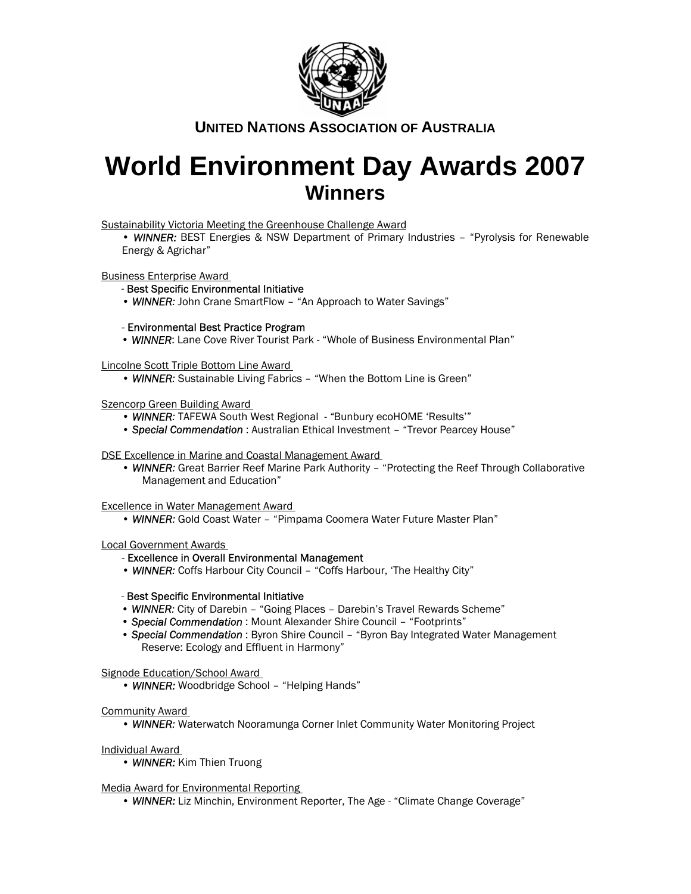**UNITED NATIONS ASSOCIATION OF AUSTRALIA**

# World Environment Day Awards 2007

## Winners

Sustainability Victoria Meeting the Greenhouse Challenge Award

- ***WINNER:*** BEST Energies & NSW Department of Primary Industries – "Pyrolysis for Renewable Energy & Agrichar"

Business Enterprise Award

- Best Specific Environmental Initiative

- ***WINNER:*** John Crane SmartFlow – "An Approach to Water Savings"

- Environmental Best Practice Program

- ***WINNER***: Lane Cove River Tourist Park - "Whole of Business Environmental Plan"

Lincolne Scott Triple Bottom Line Award

- ***WINNER:*** Sustainable Living Fabrics – "When the Bottom Line is Green"

Szencorp Green Building Award

- ***WINNER:*** TAFEWA South West Regional - "Bunbury ecoHOME 'Results'"
- ***Special Commendation*** : Australian Ethical Investment – "Trevor Pearcey House"

DSE Excellence in Marine and Coastal Management Award

- ***WINNER:*** Great Barrier Reef Marine Park Authority – "Protecting the Reef Through Collaborative Management and Education"

Excellence in Water Management Award

- ***WINNER:*** Gold Coast Water – "Pimpama Coomera Water Future Master Plan"

Local Government Awards

- Excellence in Overall Environmental Management

- ***WINNER:*** Coffs Harbour City Council – "Coffs Harbour, 'The Healthy City"

- Best Specific Environmental Initiative

- ***WINNER:*** City of Darebin – "Going Places – Darebin's Travel Rewards Scheme"
- ***Special Commendation*** : Mount Alexander Shire Council – "Footprints"
- ***Special Commendation*** : Byron Shire Council – "Byron Bay Integrated Water Management Reserve: Ecology and Effluent in Harmony"

Signode Education/School Award

- ***WINNER:*** Woodbridge School – "Helping Hands"

Community Award

- ***WINNER:*** Waterwatch Nooramunga Corner Inlet Community Water Monitoring Project

Individual Award

- ***WINNER:*** Kim Thien Truong

Media Award for Environmental Reporting

- ***WINNER:*** Liz Minchin, Environment Reporter, The Age - "Climate Change Coverage"